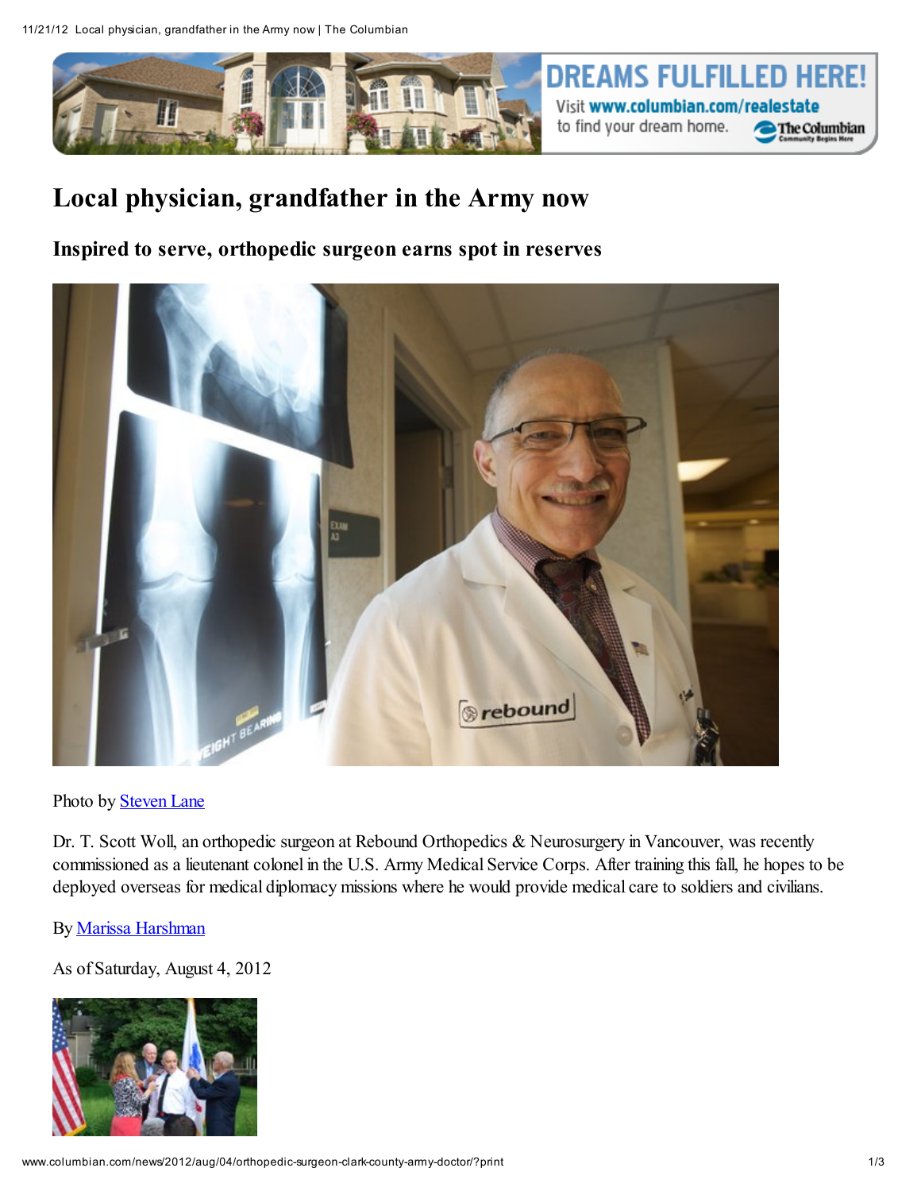# Local physician, grandfather in the Army now

## Inspired to serve, orthopedic surgeon earns spot in reserves

Photo by Steven Lane

Dr. T. Scott Woll, an orthopedic surgeon at Rebound Orthopedics & Neurosurgery in Vancouver, was recently commissioned as a lieutenant colonel in the U.S. Army Medical Service Corps. After training this fall, he hopes to be deployed overseas for medical diplomacy missions where he would provide medical care to soldiers and civilians.

By Marissa Harshman

As of Saturday, August 4, 2012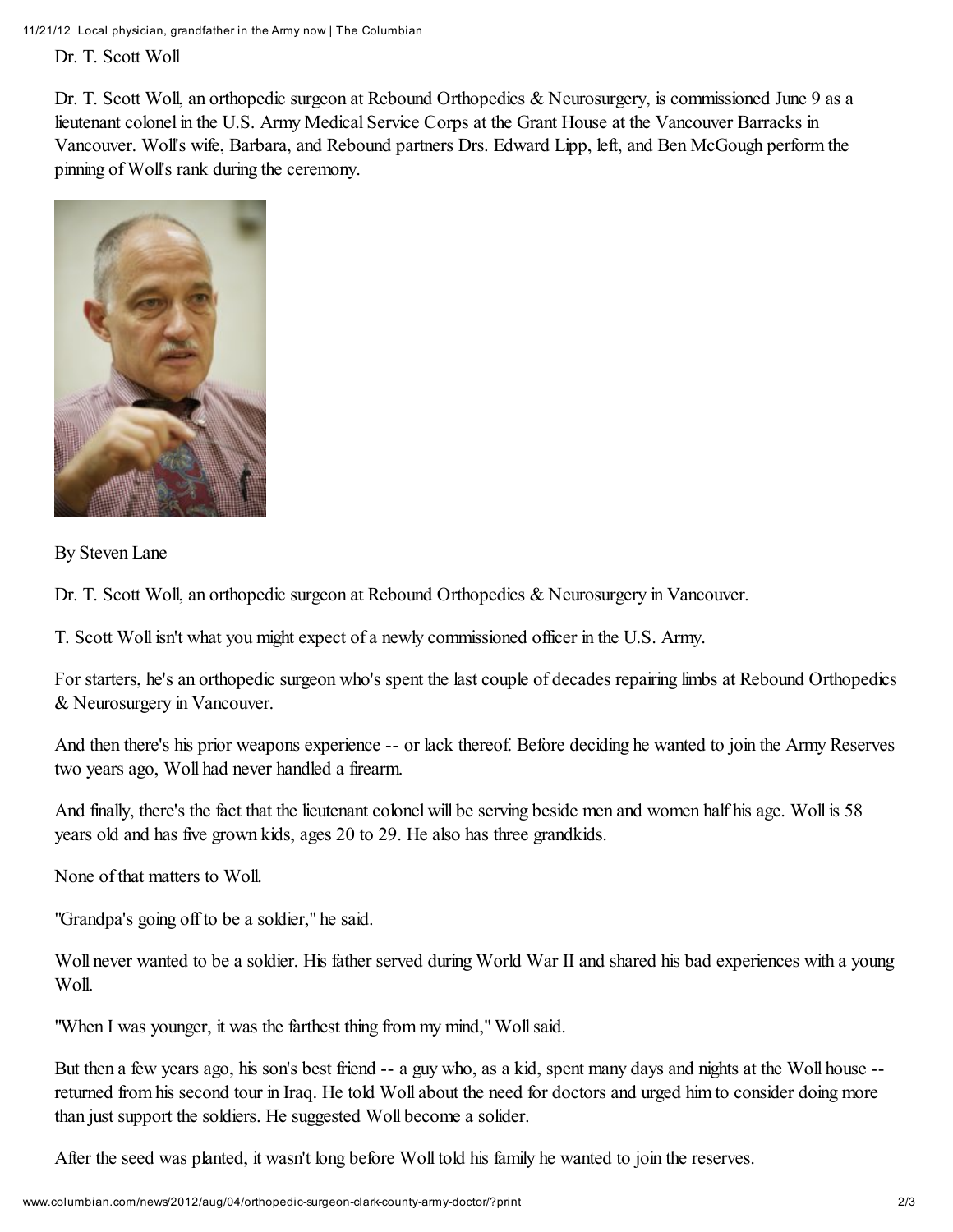Dr. T. Scott Woll

Dr. T. Scott Woll, an orthopedic surgeon at Rebound Orthopedics & Neurosurgery, is commissioned June 9 as a lieutenant colonel in the U.S. Army Medical Service Corps at the Grant House at the Vancouver Barracks in Vancouver. Woll's wife, Barbara, and Rebound partners Drs. Edward Lipp, left, and Ben McGough perform the pinning of Woll's rank during the ceremony.

By Steven Lane

Dr. T. Scott Woll, an orthopedic surgeon at Rebound Orthopedics & Neurosurgery in Vancouver.

T. Scott Woll isn't what you might expect of a newly commissioned officer in the U.S. Army.

For starters, he's an orthopedic surgeon who's spent the last couple of decades repairing limbs at Rebound Orthopedics & Neurosurgery in Vancouver.

And then there's his prior weapons experience -- or lack thereof. Before deciding he wanted to join the Army Reserves two years ago, Woll had never handled a firearm.

And finally, there's the fact that the lieutenant colonel will be serving beside men and women half his age. Woll is 58 years old and has five grown kids, ages 20 to 29. He also has three grandkids.

None of that matters to Woll.

"Grandpa's going off to be a soldier," he said.

Woll never wanted to be a soldier. His father served during World War II and shared his bad experiences with a young Woll.

"When I was younger, it was the farthest thing from my mind," Woll said.

But then a few years ago, his son's best friend -- a guy who, as a kid, spent many days and nights at the Woll house -- returned from his second tour in Iraq. He told Woll about the need for doctors and urged him to consider doing more than just support the soldiers. He suggested Woll become a solider.

After the seed was planted, it wasn't long before Woll told his family he wanted to join the reserves.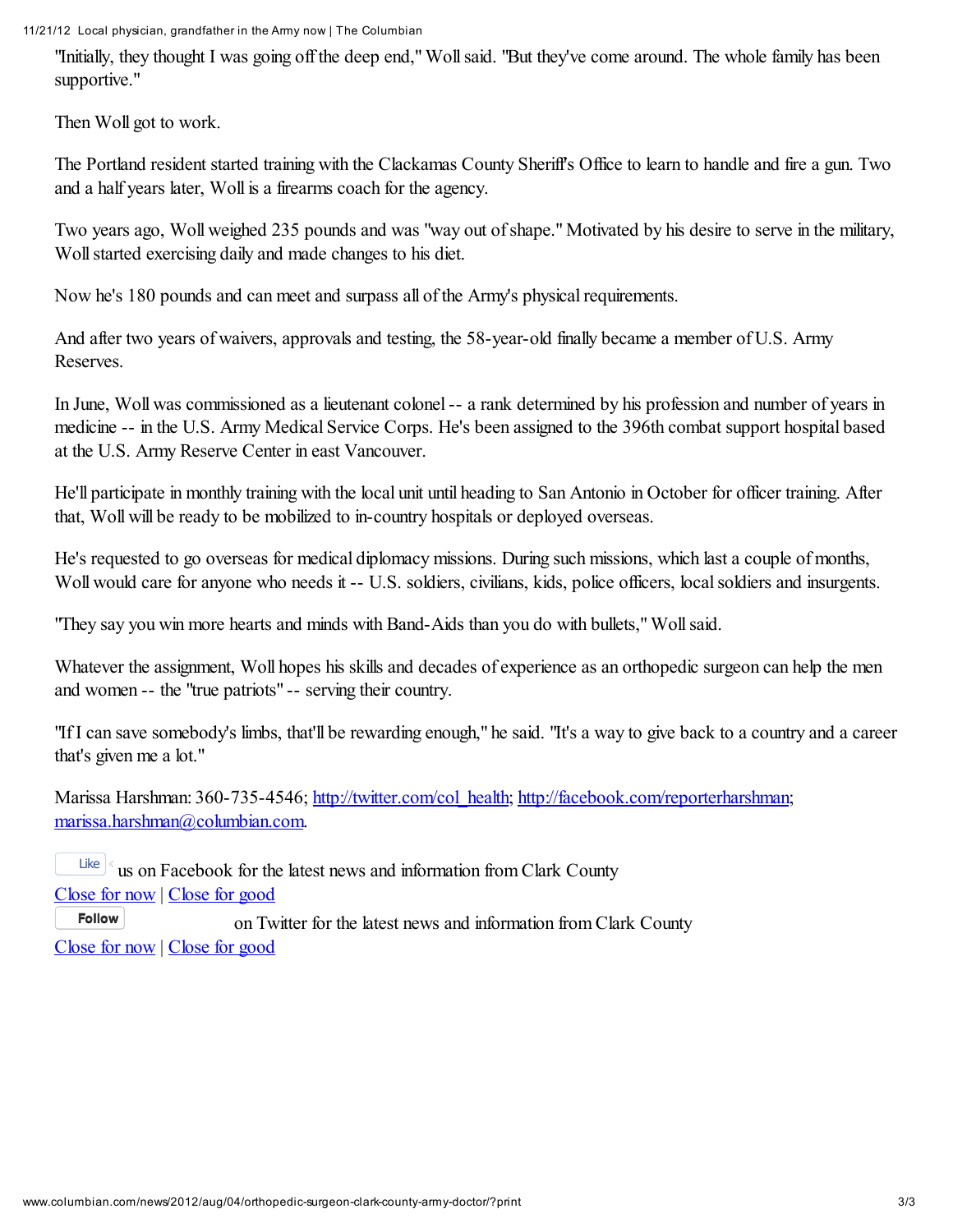"Initially, they thought I was going off the deep end," Woll said. "But they've come around. The whole family has been supportive."

Then Woll got to work.

The Portland resident started training with the Clackamas County Sheriff's Office to learn to handle and fire a gun. Two and a half years later, Woll is a firearms coach for the agency.

Two years ago, Woll weighed 235 pounds and was "way out of shape." Motivated by his desire to serve in the military, Woll started exercising daily and made changes to his diet.

Now he's 180 pounds and can meet and surpass all of the Army's physical requirements.

And after two years of waivers, approvals and testing, the 58-year-old finally became a member of U.S. Army Reserves.

In June, Woll was commissioned as a lieutenant colonel -- a rank determined by his profession and number of years in medicine -- in the U.S. Army Medical Service Corps. He's been assigned to the 396th combat support hospital based at the U.S. Army Reserve Center in east Vancouver.

He'll participate in monthly training with the local unit until heading to San Antonio in October for officer training. After that, Woll will be ready to be mobilized to in-country hospitals or deployed overseas.

He's requested to go overseas for medical diplomacy missions. During such missions, which last a couple of months, Woll would care for anyone who needs it -- U.S. soldiers, civilians, kids, police officers, local soldiers and insurgents.

"They say you win more hearts and minds with Band-Aids than you do with bullets," Woll said.

Whatever the assignment, Woll hopes his skills and decades of experience as an orthopedic surgeon can help the men and women -- the "true patriots" -- serving their country.

"If I can save somebody's limbs, that'll be rewarding enough," he said. "It's a way to give back to a country and a career that's given me a lot."

Marissa Harshman: 360-735-4546; http://twitter.com/col_health; http://facebook.com/reporterharshman; marissa.harshman@columbian.com.

Like us on Facebook for the latest news and information from Clark County

Close for now | Close for good

Follow on Twitter for the latest news and information from Clark County

Close for now | Close for good